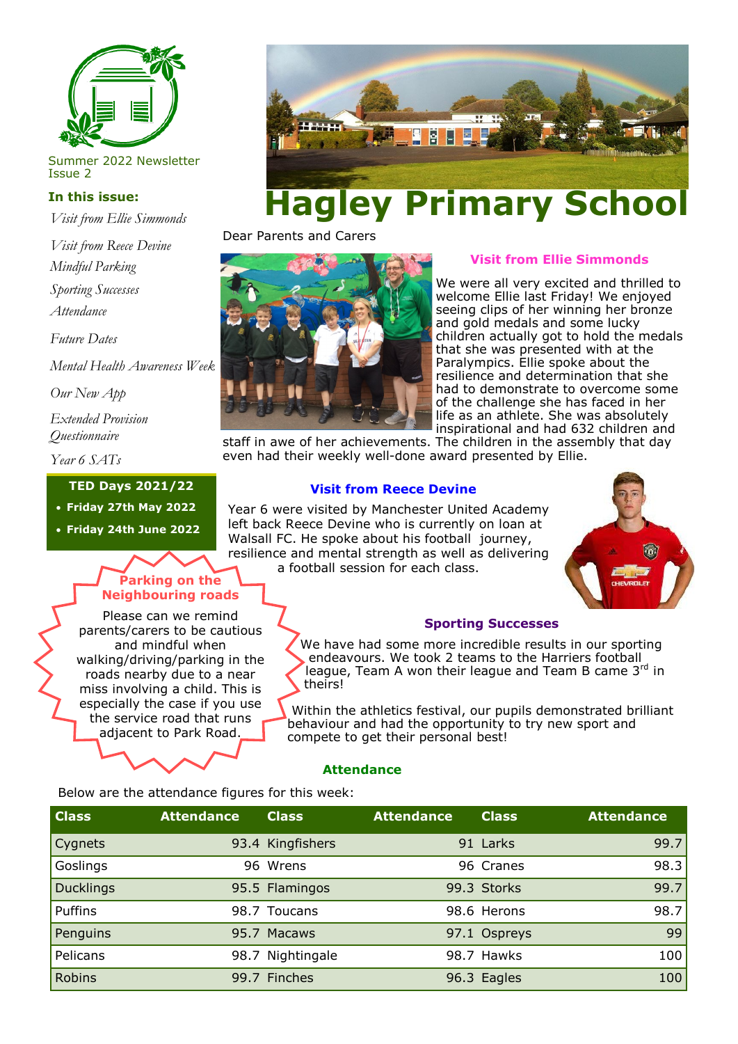# Hagley Primary School

Summer 2022 Newsletter
Issue 2

**In this issue:**

*Visit from Ellie Simmonds*

*Visit from Reece Devine*

*Mindful Parking*

*Sporting Successes*

*Attendance*

*Future Dates*

*Mental Health Awareness Week*

*Our New App*

*Extended Provision Questionnaire*

*Year 6 SATs*

**TED Days 2021/22**

- **Friday 27th May 2022**
- **Friday 24th June 2022**

**Parking on the Neighbouring roads**

Please can we remind parents/carers to be cautious and mindful when walking/driving/parking in the roads nearby due to a near miss involving a child. This is especially the case if you use the service road that runs adjacent to Park Road.

Dear Parents and Carers

## Visit from Ellie Simmonds

We were all very excited and thrilled to welcome Ellie last Friday! We enjoyed seeing clips of her winning her bronze and gold medals and some lucky children actually got to hold the medals that she was presented with at the Paralympics. Ellie spoke about the resilience and determination that she had to demonstrate to overcome some of the challenge she has faced in her life as an athlete. She was absolutely inspirational and had 632 children and staff in awe of her achievements. The children in the assembly that day even had their weekly well-done award presented by Ellie.

## Visit from Reece Devine

Year 6 were visited by Manchester United Academy left back Reece Devine who is currently on loan at Walsall FC. He spoke about his football journey, resilience and mental strength as well as delivering a football session for each class.

## Sporting Successes

We have had some more incredible results in our sporting endeavours. We took 2 teams to the Harriers football league, Team A won their league and Team B came 3rd in theirs!

Within the athletics festival, our pupils demonstrated brilliant behaviour and had the opportunity to try new sport and compete to get their personal best!

## Attendance

Below are the attendance figures for this week:

| Class | Attendance | Class | Attendance | Class | Attendance |
|---|---|---|---|---|---|
| Cygnets | 93.4 | Kingfishers | 91 | Larks | 99.7 |
| Goslings | 96 | Wrens | 96 | Cranes | 98.3 |
| Ducklings | 95.5 | Flamingos | 99.3 | Storks | 99.7 |
| Puffins | 98.7 | Toucans | 98.6 | Herons | 98.7 |
| Penguins | 95.7 | Macaws | 97.1 | Ospreys | 99 |
| Pelicans | 98.7 | Nightingale | 98.7 | Hawks | 100 |
| Robins | 99.7 | Finches | 96.3 | Eagles | 100 |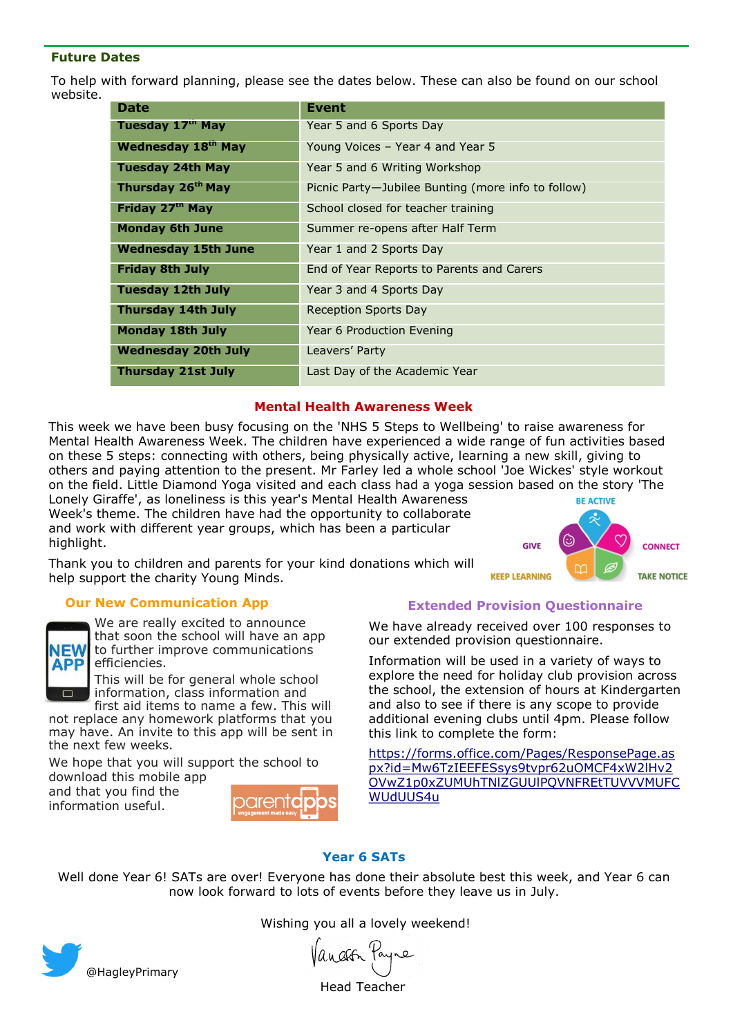## Future Dates

To help with forward planning, please see the dates below. These can also be found on our school website.

| Date | Event |
|---|---|
| Tuesday 17th May | Year 5 and 6 Sports Day |
| Wednesday 18th May | Young Voices – Year 4 and Year 5 |
| Tuesday 24th May | Year 5 and 6 Writing Workshop |
| Thursday 26th May | Picnic Party—Jubilee Bunting (more info to follow) |
| Friday 27th May | School closed for teacher training |
| Monday 6th June | Summer re-opens after Half Term |
| Wednesday 15th June | Year 1 and 2 Sports Day |
| Friday 8th July | End of Year Reports to Parents and Carers |
| Tuesday 12th July | Year 3 and 4 Sports Day |
| Thursday 14th July | Reception Sports Day |
| Monday 18th July | Year 6 Production Evening |
| Wednesday 20th July | Leavers' Party |
| Thursday 21st July | Last Day of the Academic Year |

## Mental Health Awareness Week

This week we have been busy focusing on the 'NHS 5 Steps to Wellbeing' to raise awareness for Mental Health Awareness Week. The children have experienced a wide range of fun activities based on these 5 steps: connecting with others, being physically active, learning a new skill, giving to others and paying attention to the present. Mr Farley led a whole school 'Joe Wickes' style workout on the field. Little Diamond Yoga visited and each class had a yoga session based on the story 'The Lonely Giraffe', as loneliness is this year's Mental Health Awareness Week's theme. The children have had the opportunity to collaborate and work with different year groups, which has been a particular highlight.

Thank you to children and parents for your kind donations which will help support the charity Young Minds.

BE ACTIVE
GIVE
CONNECT
KEEP LEARNING
TAKE NOTICE

## Our New Communication App

NEW APP

We are really excited to announce that soon the school will have an app to further improve communications efficiencies.

This will be for general whole school information, class information and first aid items to name a few. This will not replace any homework platforms that you may have. An invite to this app will be sent in the next few weeks.

We hope that you will support the school to download this mobile app and that you find the information useful.

parentapps
engagement made easy

## Extended Provision Questionnaire

We have already received over 100 responses to our extended provision questionnaire.

Information will be used in a variety of ways to explore the need for holiday club provision across the school, the extension of hours at Kindergarten and also to see if there is any scope to provide additional evening clubs until 4pm. Please follow this link to complete the form:

https://forms.office.com/Pages/ResponsePage.aspx?id=Mw6TzIEEFESsys9tvpr62uOMCF4xW2lHv2OVwZ1p0xZUMUhTNlZGUUlPQVNFREtTUVVMUFCWUdUUS4u

## Year 6 SATs

Well done Year 6! SATs are over! Everyone has done their absolute best this week, and Year 6 can now look forward to lots of events before they leave us in July.

Wishing you all a lovely weekend!

Vanessa Payne

Head Teacher

@HagleyPrimary